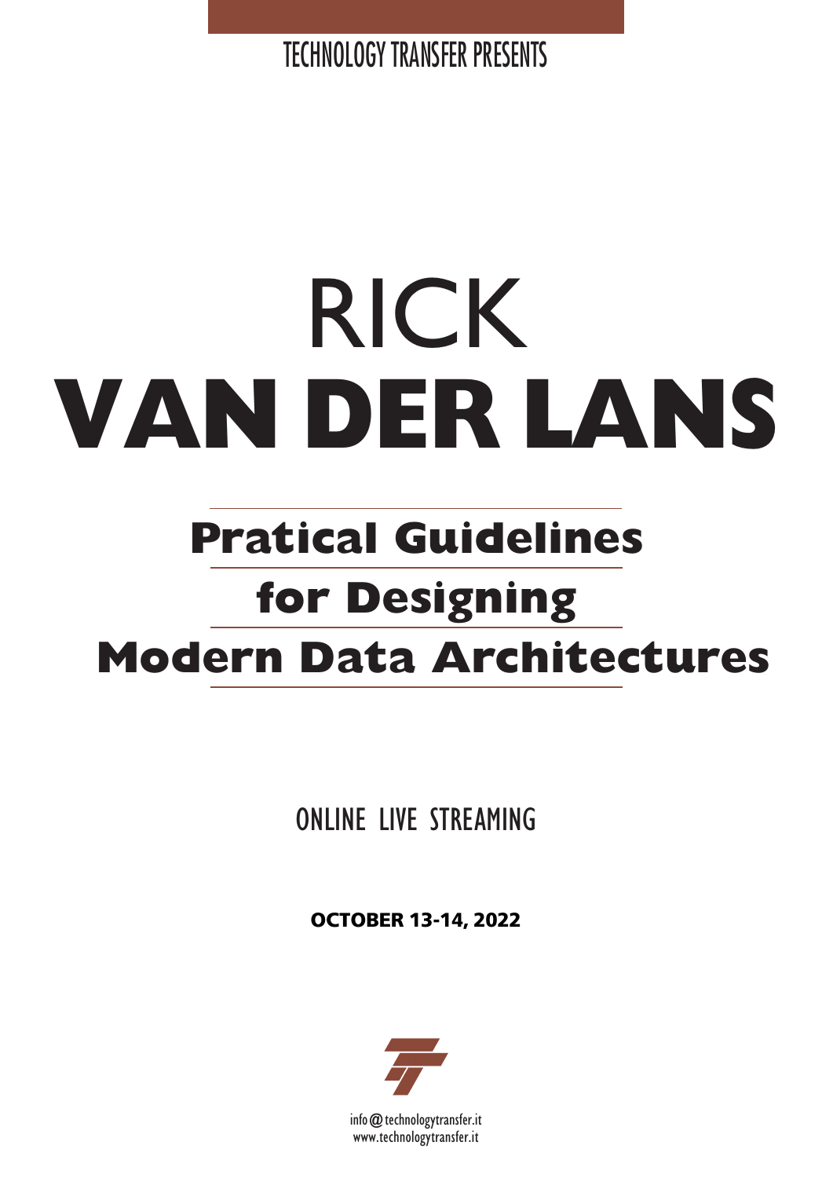TECHNOLOGY TRANSFER PRESENTS

# RICK
# VAN DER LANS

## Pratical Guidelines for Designing Modern Data Architectures

ONLINE LIVE STREAMING

**OCTOBER 13-14, 2022**

info@technologytransfer.it
www.technologytransfer.it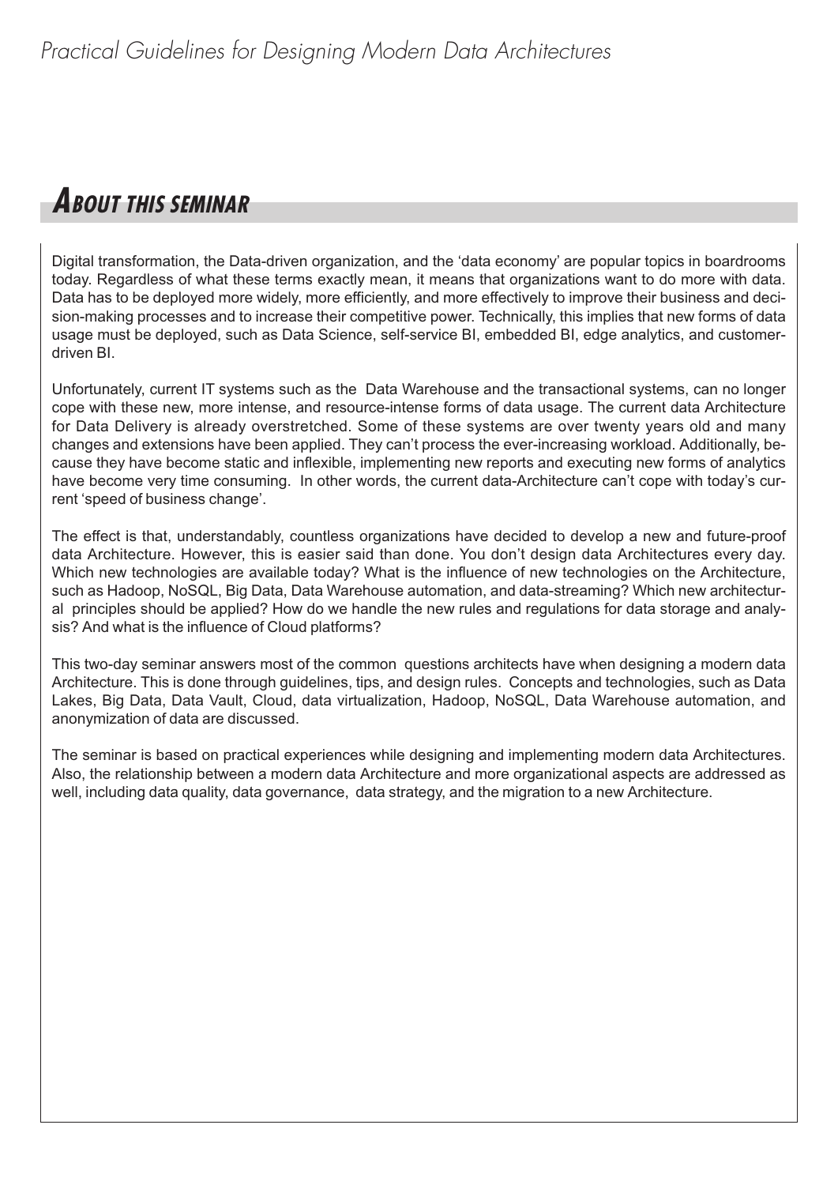## About this seminar

Digital transformation, the Data-driven organization, and the 'data economy' are popular topics in boardrooms today. Regardless of what these terms exactly mean, it means that organizations want to do more with data. Data has to be deployed more widely, more efficiently, and more effectively to improve their business and decision-making processes and to increase their competitive power. Technically, this implies that new forms of data usage must be deployed, such as Data Science, self-service BI, embedded BI, edge analytics, and customer-driven BI.

Unfortunately, current IT systems such as the Data Warehouse and the transactional systems, can no longer cope with these new, more intense, and resource-intense forms of data usage. The current data Architecture for Data Delivery is already overstretched. Some of these systems are over twenty years old and many changes and extensions have been applied. They can't process the ever-increasing workload. Additionally, because they have become static and inflexible, implementing new reports and executing new forms of analytics have become very time consuming. In other words, the current data-Architecture can't cope with today's current 'speed of business change'.

The effect is that, understandably, countless organizations have decided to develop a new and future-proof data Architecture. However, this is easier said than done. You don't design data Architectures every day. Which new technologies are available today? What is the influence of new technologies on the Architecture, such as Hadoop, NoSQL, Big Data, Data Warehouse automation, and data-streaming? Which new architectural principles should be applied? How do we handle the new rules and regulations for data storage and analysis? And what is the influence of Cloud platforms?

This two-day seminar answers most of the common questions architects have when designing a modern data Architecture. This is done through guidelines, tips, and design rules. Concepts and technologies, such as Data Lakes, Big Data, Data Vault, Cloud, data virtualization, Hadoop, NoSQL, Data Warehouse automation, and anonymization of data are discussed.

The seminar is based on practical experiences while designing and implementing modern data Architectures. Also, the relationship between a modern data Architecture and more organizational aspects are addressed as well, including data quality, data governance, data strategy, and the migration to a new Architecture.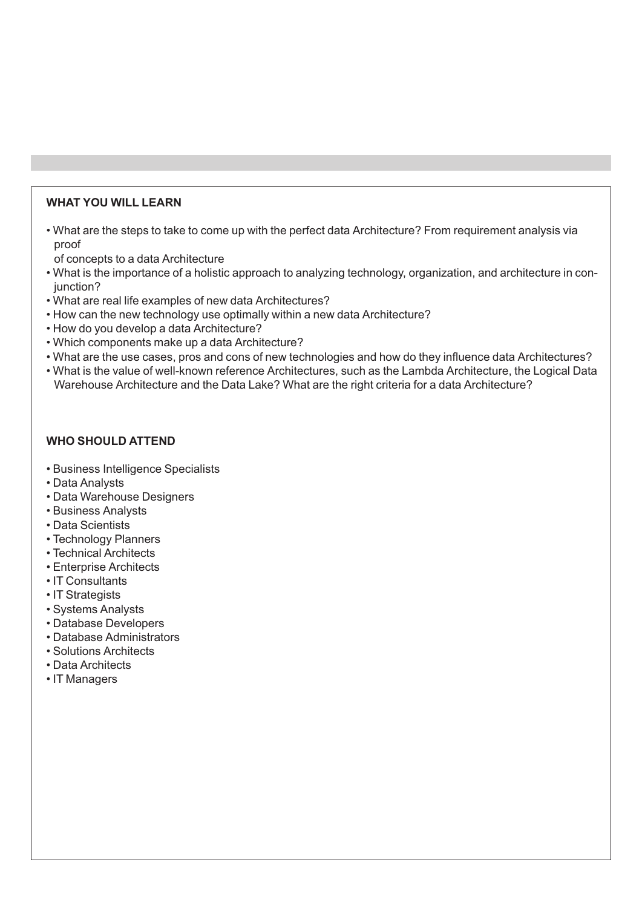## WHAT YOU WILL LEARN

- What are the steps to take to come up with the perfect data Architecture? From requirement analysis via proof of concepts to a data Architecture
- What is the importance of a holistic approach to analyzing technology, organization, and architecture in conjunction?
- What are real life examples of new data Architectures?
- How can the new technology use optimally within a new data Architecture?
- How do you develop a data Architecture?
- Which components make up a data Architecture?
- What are the use cases, pros and cons of new technologies and how do they influence data Architectures?
- What is the value of well-known reference Architectures, such as the Lambda Architecture, the Logical Data Warehouse Architecture and the Data Lake? What are the right criteria for a data Architecture?

## WHO SHOULD ATTEND

- Business Intelligence Specialists
- Data Analysts
- Data Warehouse Designers
- Business Analysts
- Data Scientists
- Technology Planners
- Technical Architects
- Enterprise Architects
- IT Consultants
- IT Strategists
- Systems Analysts
- Database Developers
- Database Administrators
- Solutions Architects
- Data Architects
- IT Managers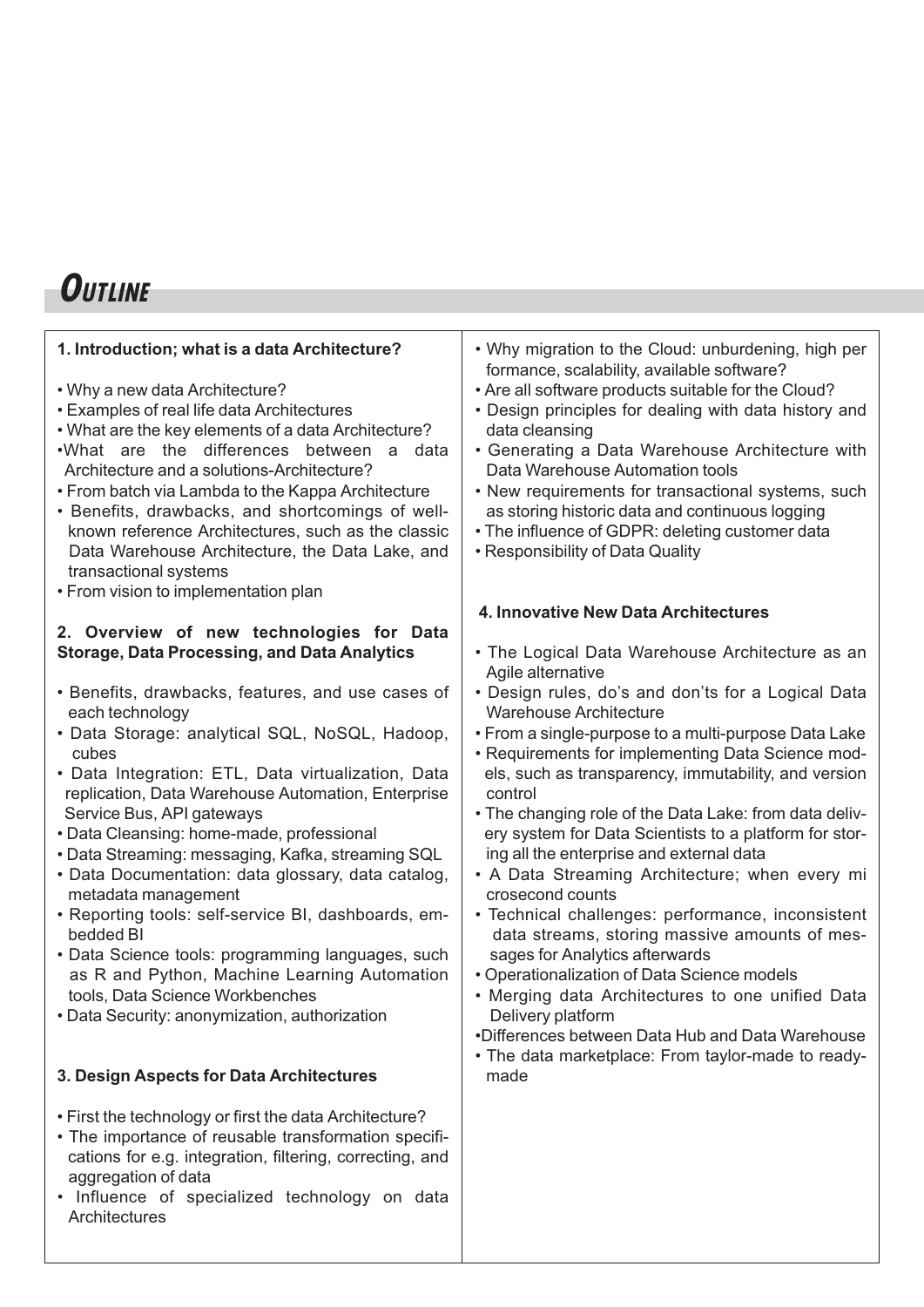# Outline

### 1. Introduction; what is a data Architecture?

- Why a new data Architecture?
- Examples of real life data Architectures
- What are the key elements of a data Architecture?
- What are the differences between a data Architecture and a solutions-Architecture?
- From batch via Lambda to the Kappa Architecture
- Benefits, drawbacks, and shortcomings of well-known reference Architectures, such as the classic Data Warehouse Architecture, the Data Lake, and transactional systems
- From vision to implementation plan

### 2. Overview of new technologies for Data Storage, Data Processing, and Data Analytics

- Benefits, drawbacks, features, and use cases of each technology
- Data Storage: analytical SQL, NoSQL, Hadoop, cubes
- Data Integration: ETL, Data virtualization, Data replication, Data Warehouse Automation, Enterprise Service Bus, API gateways
- Data Cleansing: home-made, professional
- Data Streaming: messaging, Kafka, streaming SQL
- Data Documentation: data glossary, data catalog, metadata management
- Reporting tools: self-service BI, dashboards, embedded BI
- Data Science tools: programming languages, such as R and Python, Machine Learning Automation tools, Data Science Workbenches
- Data Security: anonymization, authorization

### 3. Design Aspects for Data Architectures

- First the technology or first the data Architecture?
- The importance of reusable transformation specifications for e.g. integration, filtering, correcting, and aggregation of data
- Influence of specialized technology on data Architectures
- Why migration to the Cloud: unburdening, high performance, scalability, available software?
- Are all software products suitable for the Cloud?
- Design principles for dealing with data history and data cleansing
- Generating a Data Warehouse Architecture with Data Warehouse Automation tools
- New requirements for transactional systems, such as storing historic data and continuous logging
- The influence of GDPR: deleting customer data
- Responsibility of Data Quality

### 4. Innovative New Data Architectures

- The Logical Data Warehouse Architecture as an Agile alternative
- Design rules, do's and don'ts for a Logical Data Warehouse Architecture
- From a single-purpose to a multi-purpose Data Lake
- Requirements for implementing Data Science models, such as transparency, immutability, and version control
- The changing role of the Data Lake: from data delivery system for Data Scientists to a platform for storing all the enterprise and external data
- A Data Streaming Architecture; when every microsecond counts
- Technical challenges: performance, inconsistent data streams, storing massive amounts of messages for Analytics afterwards
- Operationalization of Data Science models
- Merging data Architectures to one unified Data Delivery platform
- Differences between Data Hub and Data Warehouse
- The data marketplace: From taylor-made to ready-made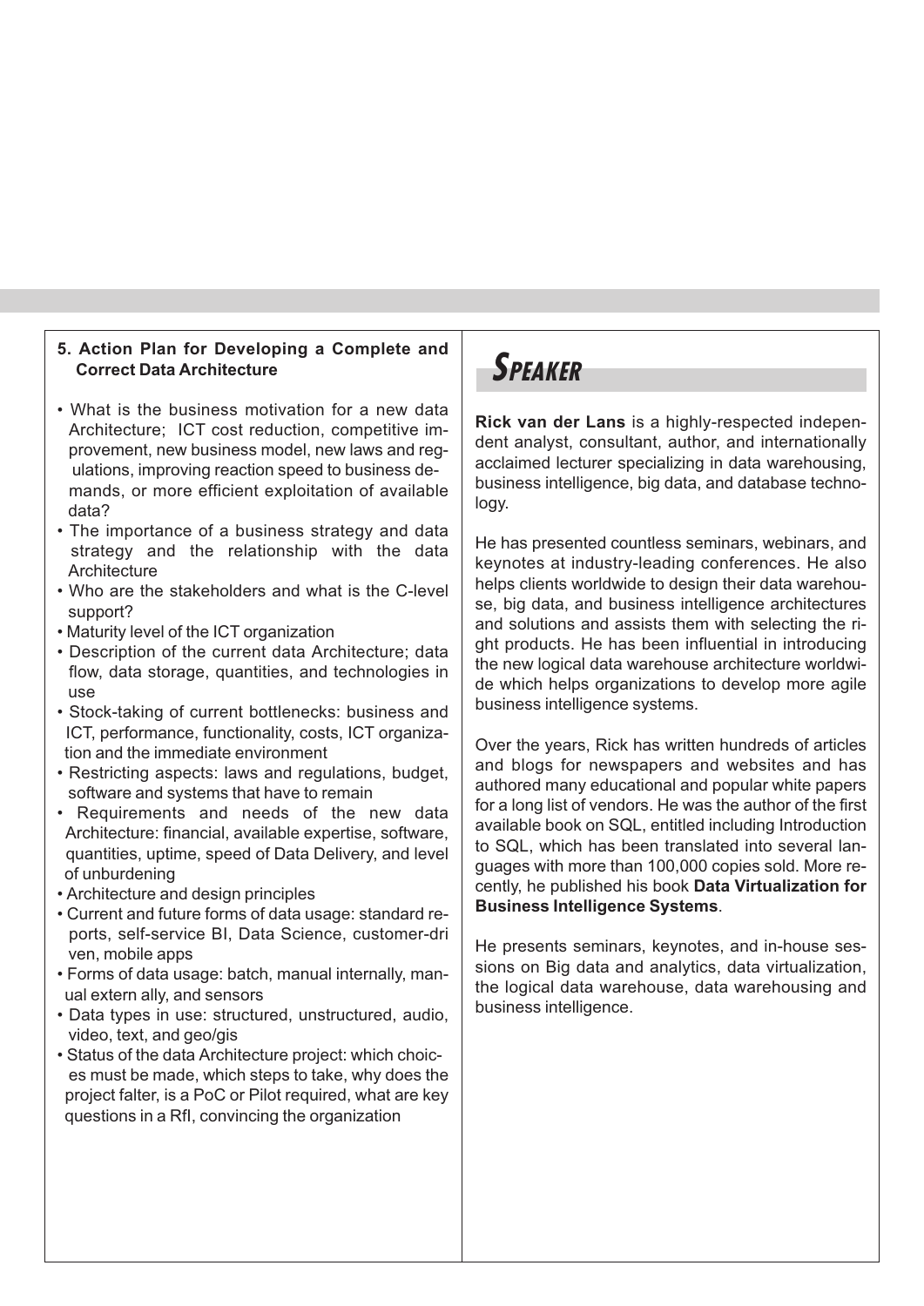### 5. Action Plan for Developing a Complete and Correct Data Architecture

- What is the business motivation for a new data Architecture; ICT cost reduction, competitive improvement, new business model, new laws and regulations, improving reaction speed to business demands, or more efficient exploitation of available data?
- The importance of a business strategy and data strategy and the relationship with the data Architecture
- Who are the stakeholders and what is the C-level support?
- Maturity level of the ICT organization
- Description of the current data Architecture; data flow, data storage, quantities, and technologies in use
- Stock-taking of current bottlenecks: business and ICT, performance, functionality, costs, ICT organization and the immediate environment
- Restricting aspects: laws and regulations, budget, software and systems that have to remain
- Requirements and needs of the new data Architecture: financial, available expertise, software, quantities, uptime, speed of Data Delivery, and level of unburdening
- Architecture and design principles
- Current and future forms of data usage: standard reports, self-service BI, Data Science, customer-driven, mobile apps
- Forms of data usage: batch, manual internally, manual externally, and sensors
- Data types in use: structured, unstructured, audio, video, text, and geo/gis
- Status of the data Architecture project: which choices must be made, which steps to take, why does the project falter, is a PoC or Pilot required, what are key questions in a RfI, convincing the organization

## Speaker

**Rick van der Lans** is a highly-respected independent analyst, consultant, author, and internationally acclaimed lecturer specializing in data warehousing, business intelligence, big data, and database technology.

He has presented countless seminars, webinars, and keynotes at industry-leading conferences. He also helps clients worldwide to design their data warehouse, big data, and business intelligence architectures and solutions and assists them with selecting the right products. He has been influential in introducing the new logical data warehouse architecture worldwide which helps organizations to develop more agile business intelligence systems.

Over the years, Rick has written hundreds of articles and blogs for newspapers and websites and has authored many educational and popular white papers for a long list of vendors. He was the author of the first available book on SQL, entitled including Introduction to SQL, which has been translated into several languages with more than 100,000 copies sold. More recently, he published his book **Data Virtualization for Business Intelligence Systems**.

He presents seminars, keynotes, and in-house sessions on Big data and analytics, data virtualization, the logical data warehouse, data warehousing and business intelligence.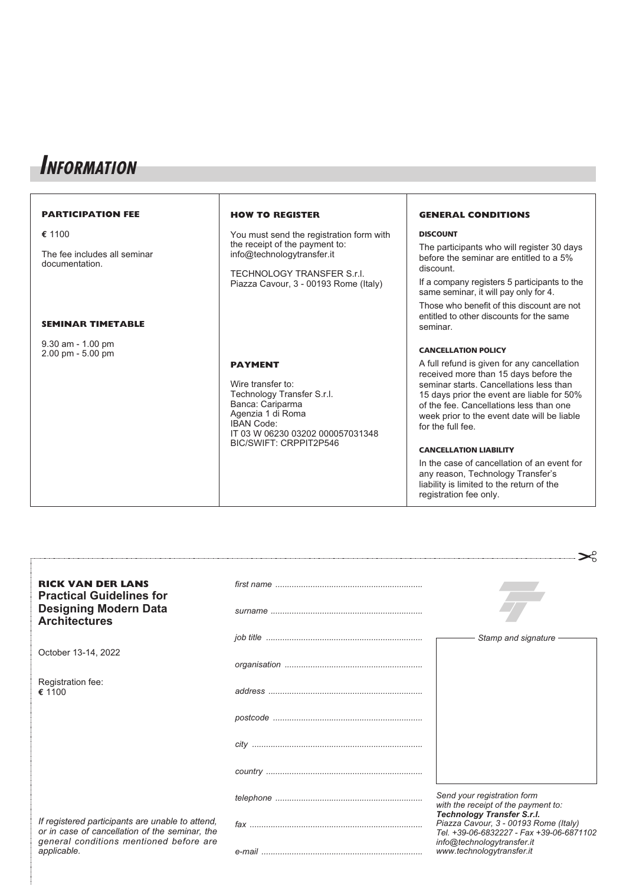# Information

### PARTICIPATION FEE

€ 1100

The fee includes all seminar documentation.

### SEMINAR TIMETABLE

9.30 am - 1.00 pm
2.00 pm - 5.00 pm

### HOW TO REGISTER

You must send the registration form with the receipt of the payment to:
info@technologytransfer.it

TECHNOLOGY TRANSFER S.r.l.
Piazza Cavour, 3 - 00193 Rome (Italy)

### PAYMENT

Wire transfer to:
Technology Transfer S.r.l.
Banca: Cariparma
Agenzia 1 di Roma
IBAN Code:
IT 03 W 06230 03202 000057031348
BIC/SWIFT: CRPPIT2P546

### GENERAL CONDITIONS

#### DISCOUNT

The participants who will register 30 days before the seminar are entitled to a 5% discount.

If a company registers 5 participants to the same seminar, it will pay only for 4.

Those who benefit of this discount are not entitled to other discounts for the same seminar.

#### CANCELLATION POLICY

A full refund is given for any cancellation received more than 15 days before the seminar starts. Cancellations less than 15 days prior the event are liable for 50% of the fee. Cancellations less than one week prior to the event date will be liable for the full fee.

#### CANCELLATION LIABILITY

In the case of cancellation of an event for any reason, Technology Transfer's liability is limited to the return of the registration fee only.

---

**RICK VAN DER LANS**
**Practical Guidelines for Designing Modern Data Architectures**

October 13-14, 2022

Registration fee:
€ 1100

*If registered participants are unable to attend, or in case of cancellation of the seminar, the general conditions mentioned before are applicable.*

*first name* ..............................................................

*surname* ................................................................

*job title* ..................................................................

*organisation* ..........................................................

*address* .................................................................

*postcode* ...............................................................

*city* ........................................................................

*country* ..................................................................

*telephone* ..............................................................

*fax* .........................................................................

*e-mail* ....................................................................

*Stamp and signature*

*Send your registration form with the receipt of the payment to:*
***Technology Transfer S.r.l.***
*Piazza Cavour, 3 - 00193 Rome (Italy)*
*Tel. +39-06-6832227 - Fax +39-06-6871102*
*info@technologytransfer.it*
*www.technologytransfer.it*